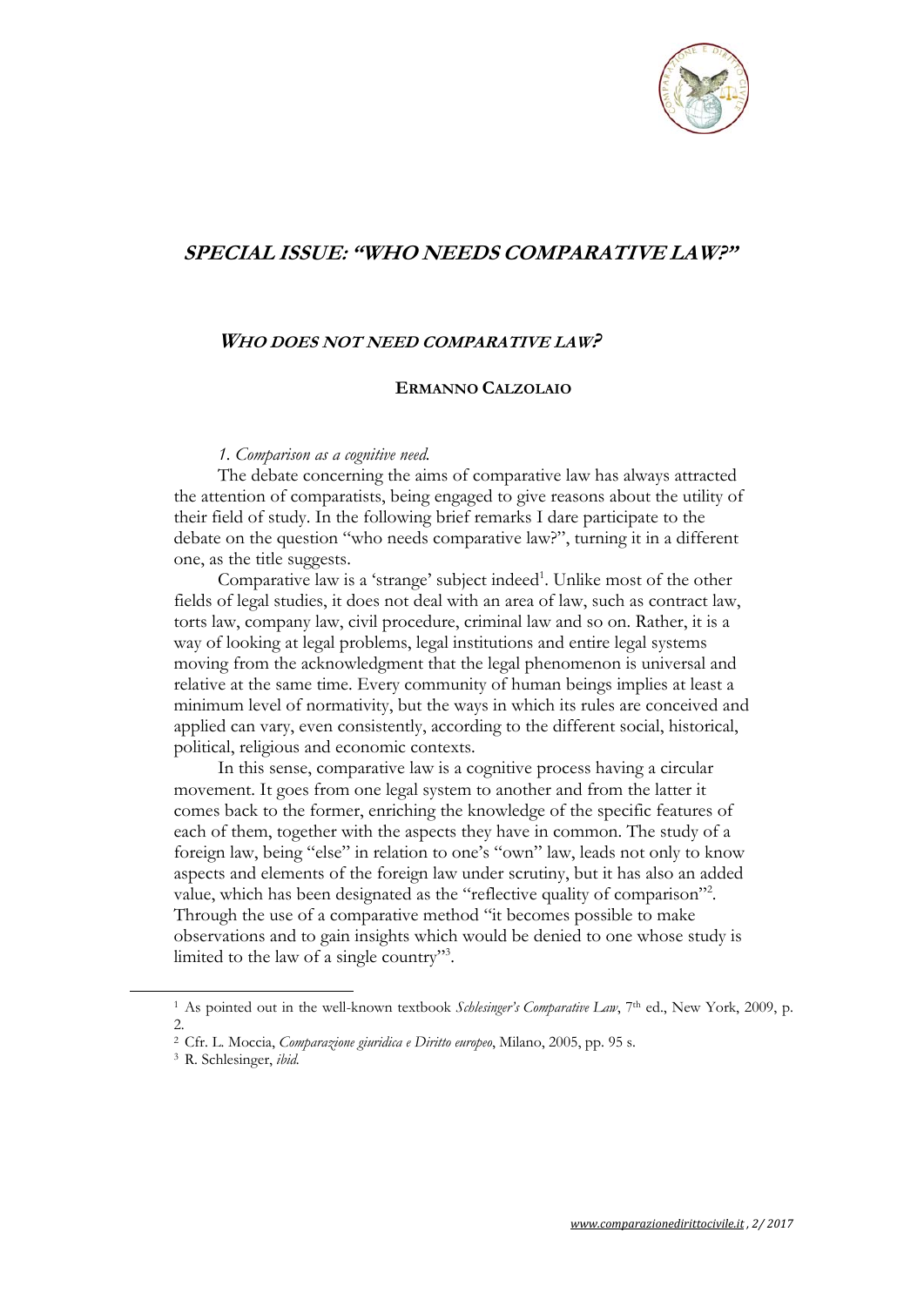# SPECIAL ISSUE: "WHO NEEDS COMPARATIVE LAW?"

## WHO DOES NOT NEED COMPARATIVE LAW?

**ERMANNO CALZOLAIO**

*1. Comparison as a cognitive need.*

The debate concerning the aims of comparative law has always attracted the attention of comparatists, being engaged to give reasons about the utility of their field of study. In the following brief remarks I dare participate to the debate on the question "who needs comparative law?", turning it in a different one, as the title suggests.

Comparative law is a 'strange' subject indeed[1]. Unlike most of the other fields of legal studies, it does not deal with an area of law, such as contract law, torts law, company law, civil procedure, criminal law and so on. Rather, it is a way of looking at legal problems, legal institutions and entire legal systems moving from the acknowledgment that the legal phenomenon is universal and relative at the same time. Every community of human beings implies at least a minimum level of normativity, but the ways in which its rules are conceived and applied can vary, even consistently, according to the different social, historical, political, religious and economic contexts.

In this sense, comparative law is a cognitive process having a circular movement. It goes from one legal system to another and from the latter it comes back to the former, enriching the knowledge of the specific features of each of them, together with the aspects they have in common. The study of a foreign law, being "else" in relation to one's "own" law, leads not only to know aspects and elements of the foreign law under scrutiny, but it has also an added value, which has been designated as the "reflective quality of comparison"[2]. Through the use of a comparative method "it becomes possible to make observations and to gain insights which would be denied to one whose study is limited to the law of a single country"[3].

---

[1] As pointed out in the well-known textbook *Schlesinger's Comparative Law*, 7th ed., New York, 2009, p. 2.

[2] Cfr. L. Moccia, *Comparazione giuridica e Diritto europeo*, Milano, 2005, pp. 95 s.

[3] R. Schlesinger, *ibid.*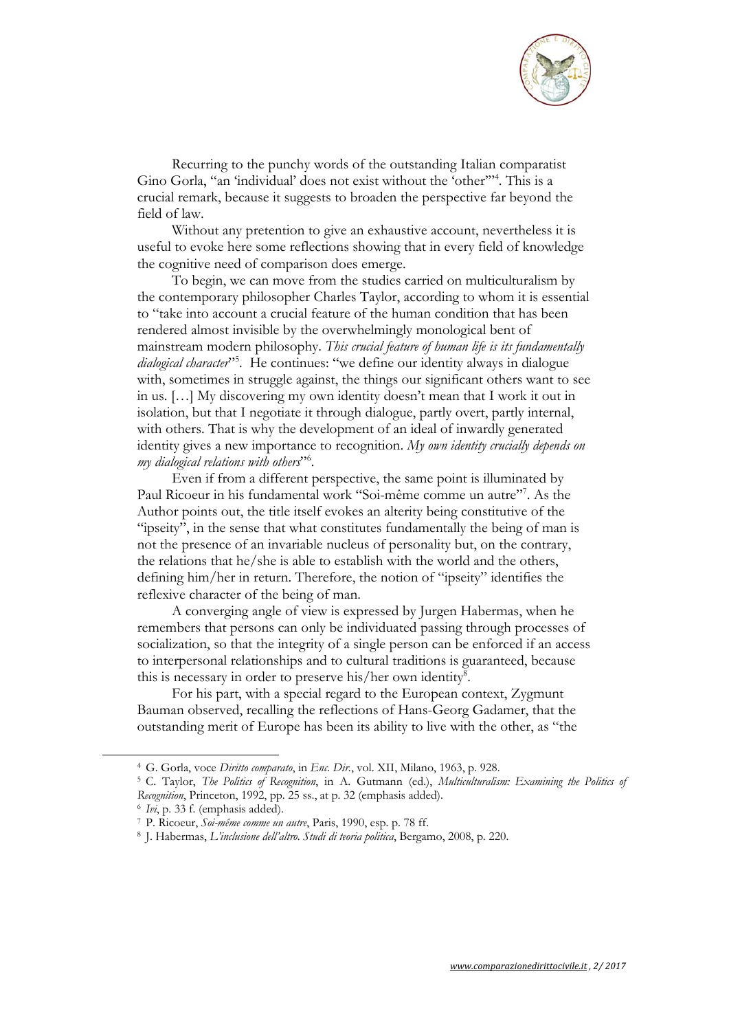Recurring to the punchy words of the outstanding Italian comparatist Gino Gorla, "an 'individual' does not exist without the 'other'"[4]. This is a crucial remark, because it suggests to broaden the perspective far beyond the field of law.

Without any pretention to give an exhaustive account, nevertheless it is useful to evoke here some reflections showing that in every field of knowledge the cognitive need of comparison does emerge.

To begin, we can move from the studies carried on multiculturalism by the contemporary philosopher Charles Taylor, according to whom it is essential to "take into account a crucial feature of the human condition that has been rendered almost invisible by the overwhelmingly monological bent of mainstream modern philosophy. *This crucial feature of human life is its fundamentally dialogical character*"[5]. He continues: "we define our identity always in dialogue with, sometimes in struggle against, the things our significant others want to see in us. […] My discovering my own identity doesn't mean that I work it out in isolation, but that I negotiate it through dialogue, partly overt, partly internal, with others. That is why the development of an ideal of inwardly generated identity gives a new importance to recognition. *My own identity crucially depends on my dialogical relations with others*"[6].

Even if from a different perspective, the same point is illuminated by Paul Ricoeur in his fundamental work "Soi-même comme un autre"[7]. As the Author points out, the title itself evokes an alterity being constitutive of the "ipseity", in the sense that what constitutes fundamentally the being of man is not the presence of an invariable nucleus of personality but, on the contrary, the relations that he/she is able to establish with the world and the others, defining him/her in return. Therefore, the notion of "ipseity" identifies the reflexive character of the being of man.

A converging angle of view is expressed by Jurgen Habermas, when he remembers that persons can only be individuated passing through processes of socialization, so that the integrity of a single person can be enforced if an access to interpersonal relationships and to cultural traditions is guaranteed, because this is necessary in order to preserve his/her own identity[8].

For his part, with a special regard to the European context, Zygmunt Bauman observed, recalling the reflections of Hans-Georg Gadamer, that the outstanding merit of Europe has been its ability to live with the other, as "the

---

[4] G. Gorla, voce *Diritto comparato*, in *Enc. Dir.*, vol. XII, Milano, 1963, p. 928.

[5] C. Taylor, *The Politics of Recognition*, in A. Gutmann (ed.), *Multiculturalism: Examining the Politics of Recognition*, Princeton, 1992, pp. 25 ss., at p. 32 (emphasis added).

[6] *Ivi*, p. 33 f. (emphasis added).

[7] P. Ricoeur, *Soi-même comme un autre*, Paris, 1990, esp. p. 78 ff.

[8] J. Habermas, *L'inclusione dell'altro. Studi di teoria politica*, Bergamo, 2008, p. 220.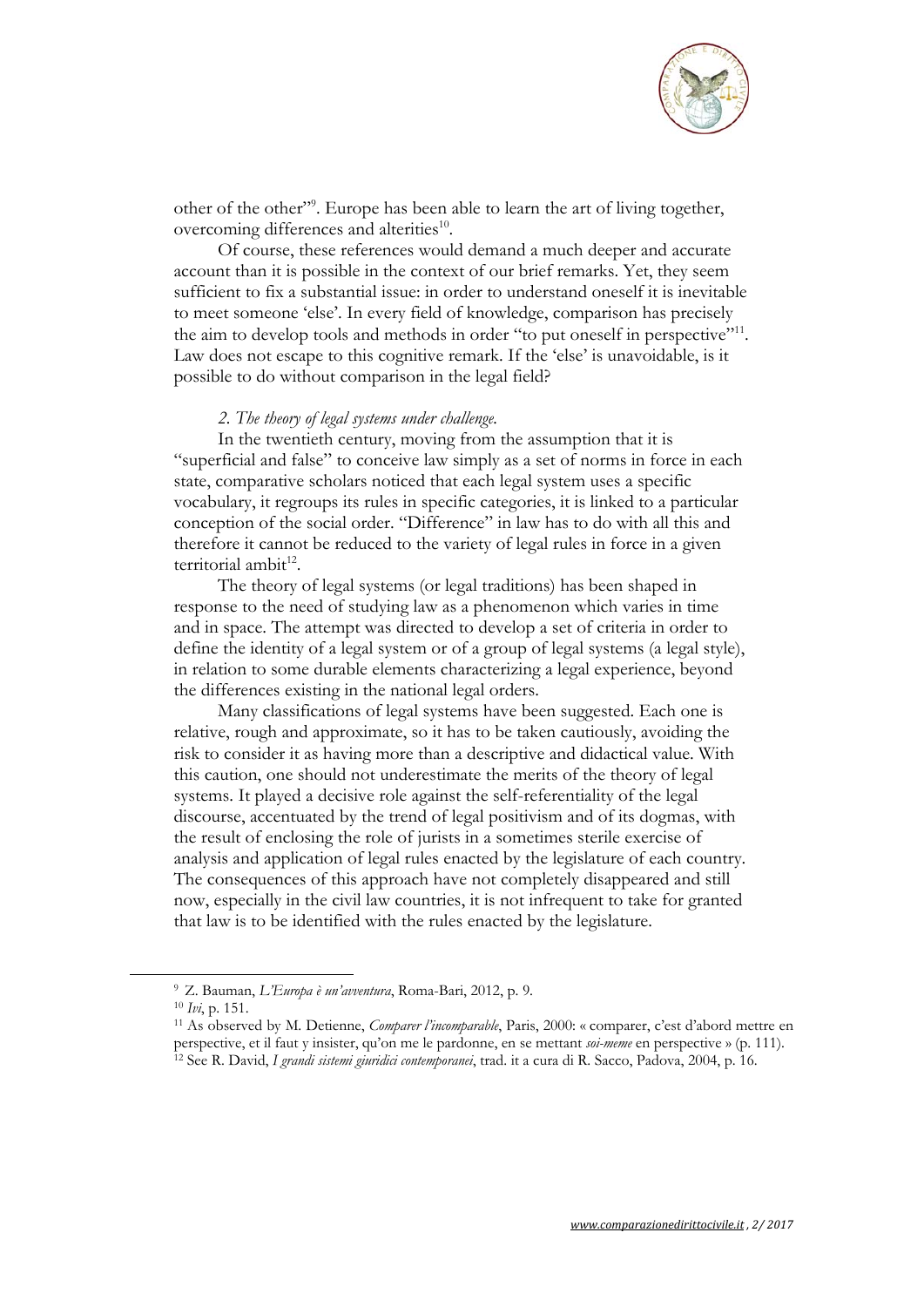other of the other"[9]. Europe has been able to learn the art of living together, overcoming differences and alterities[10].

Of course, these references would demand a much deeper and accurate account than it is possible in the context of our brief remarks. Yet, they seem sufficient to fix a substantial issue: in order to understand oneself it is inevitable to meet someone 'else'. In every field of knowledge, comparison has precisely the aim to develop tools and methods in order "to put oneself in perspective"[11]. Law does not escape to this cognitive remark. If the 'else' is unavoidable, is it possible to do without comparison in the legal field?

### *2. The theory of legal systems under challenge.*

In the twentieth century, moving from the assumption that it is "superficial and false" to conceive law simply as a set of norms in force in each state, comparative scholars noticed that each legal system uses a specific vocabulary, it regroups its rules in specific categories, it is linked to a particular conception of the social order. "Difference" in law has to do with all this and therefore it cannot be reduced to the variety of legal rules in force in a given territorial ambit[12].

The theory of legal systems (or legal traditions) has been shaped in response to the need of studying law as a phenomenon which varies in time and in space. The attempt was directed to develop a set of criteria in order to define the identity of a legal system or of a group of legal systems (a legal style), in relation to some durable elements characterizing a legal experience, beyond the differences existing in the national legal orders.

Many classifications of legal systems have been suggested. Each one is relative, rough and approximate, so it has to be taken cautiously, avoiding the risk to consider it as having more than a descriptive and didactical value. With this caution, one should not underestimate the merits of the theory of legal systems. It played a decisive role against the self-referentiality of the legal discourse, accentuated by the trend of legal positivism and of its dogmas, with the result of enclosing the role of jurists in a sometimes sterile exercise of analysis and application of legal rules enacted by the legislature of each country. The consequences of this approach have not completely disappeared and still now, especially in the civil law countries, it is not infrequent to take for granted that law is to be identified with the rules enacted by the legislature.

---

[9] Z. Bauman, *L'Europa è un'avventura*, Roma-Bari, 2012, p. 9.

[10] *Ivi*, p. 151.

[11] As observed by M. Detienne, *Comparer l'incomparable*, Paris, 2000: « comparer, c'est d'abord mettre en perspective, et il faut y insister, qu'on me le pardonne, en se mettant *soi-meme* en perspective » (p. 111).

[12] See R. David, *I grandi sistemi giuridici contemporanei*, trad. it a cura di R. Sacco, Padova, 2004, p. 16.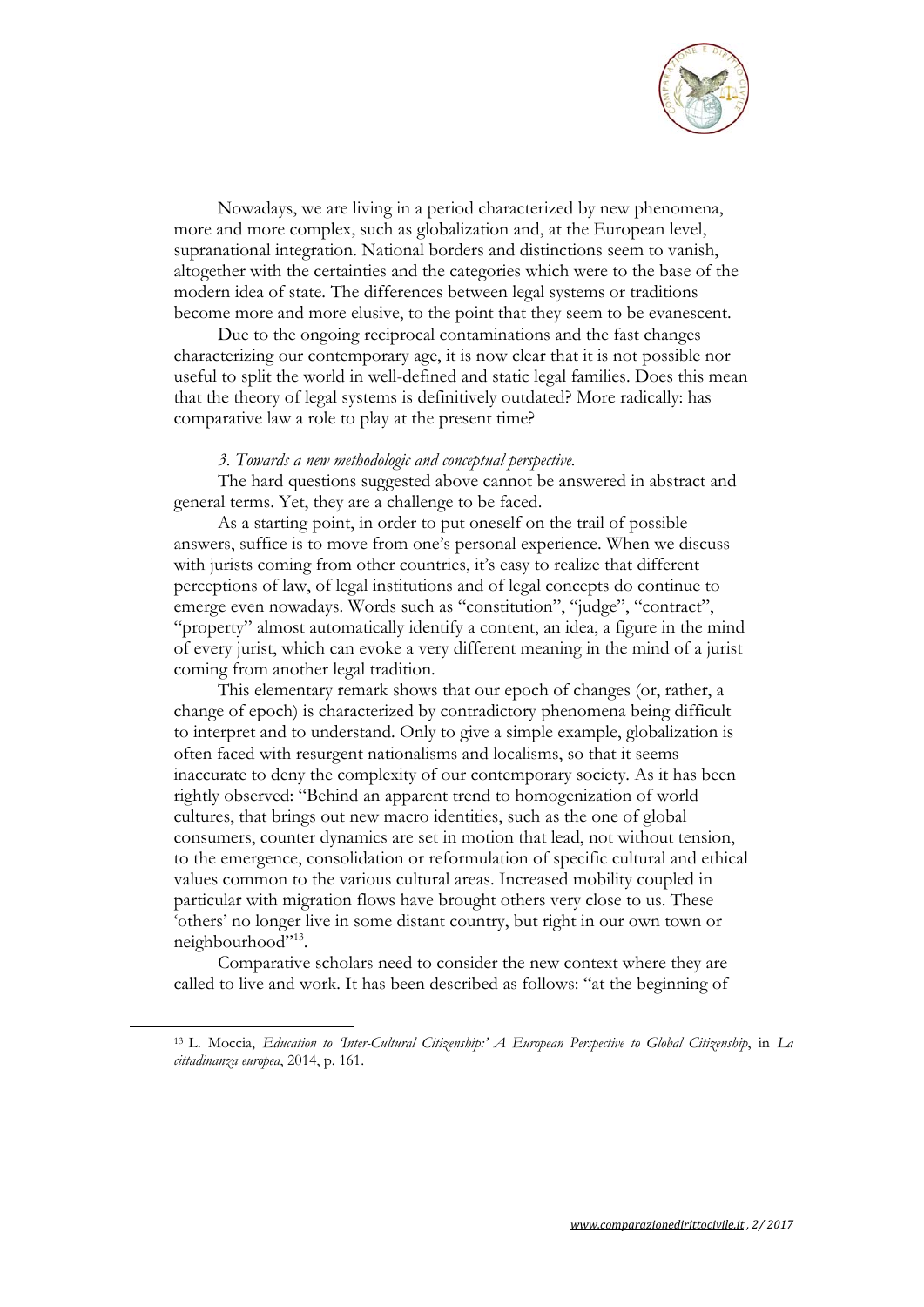Nowadays, we are living in a period characterized by new phenomena, more and more complex, such as globalization and, at the European level, supranational integration. National borders and distinctions seem to vanish, altogether with the certainties and the categories which were to the base of the modern idea of state. The differences between legal systems or traditions become more and more elusive, to the point that they seem to be evanescent.

Due to the ongoing reciprocal contaminations and the fast changes characterizing our contemporary age, it is now clear that it is not possible nor useful to split the world in well-defined and static legal families. Does this mean that the theory of legal systems is definitively outdated? More radically: has comparative law a role to play at the present time?

### *3. Towards a new methodologic and conceptual perspective.*

The hard questions suggested above cannot be answered in abstract and general terms. Yet, they are a challenge to be faced.

As a starting point, in order to put oneself on the trail of possible answers, suffice is to move from one's personal experience. When we discuss with jurists coming from other countries, it's easy to realize that different perceptions of law, of legal institutions and of legal concepts do continue to emerge even nowadays. Words such as "constitution", "judge", "contract", "property" almost automatically identify a content, an idea, a figure in the mind of every jurist, which can evoke a very different meaning in the mind of a jurist coming from another legal tradition.

This elementary remark shows that our epoch of changes (or, rather, a change of epoch) is characterized by contradictory phenomena being difficult to interpret and to understand. Only to give a simple example, globalization is often faced with resurgent nationalisms and localisms, so that it seems inaccurate to deny the complexity of our contemporary society. As it has been rightly observed: "Behind an apparent trend to homogenization of world cultures, that brings out new macro identities, such as the one of global consumers, counter dynamics are set in motion that lead, not without tension, to the emergence, consolidation or reformulation of specific cultural and ethical values common to the various cultural areas. Increased mobility coupled in particular with migration flows have brought others very close to us. These 'others' no longer live in some distant country, but right in our own town or neighbourhood"[13].

Comparative scholars need to consider the new context where they are called to live and work. It has been described as follows: "at the beginning of

[13] L. Moccia, *Education to 'Inter-Cultural Citizenship:' A European Perspective to Global Citizenship*, in *La cittadinanza europea*, 2014, p. 161.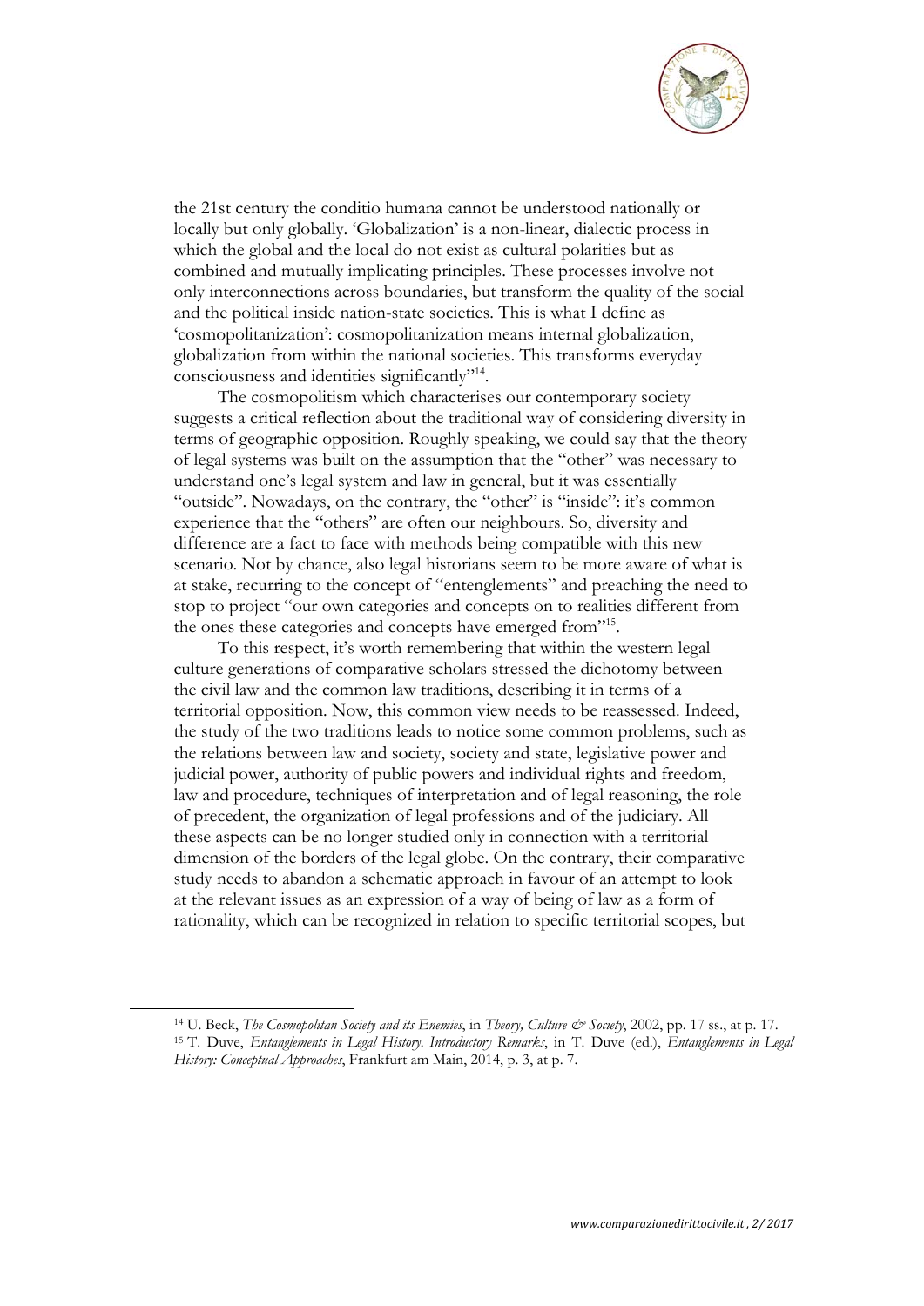the 21st century the conditio humana cannot be understood nationally or locally but only globally. 'Globalization' is a non-linear, dialectic process in which the global and the local do not exist as cultural polarities but as combined and mutually implicating principles. These processes involve not only interconnections across boundaries, but transform the quality of the social and the political inside nation-state societies. This is what I define as 'cosmopolitanization': cosmopolitanization means internal globalization, globalization from within the national societies. This transforms everyday consciousness and identities significantly"[14].

The cosmopolitism which characterises our contemporary society suggests a critical reflection about the traditional way of considering diversity in terms of geographic opposition. Roughly speaking, we could say that the theory of legal systems was built on the assumption that the "other" was necessary to understand one's legal system and law in general, but it was essentially "outside". Nowadays, on the contrary, the "other" is "inside": it's common experience that the "others" are often our neighbours. So, diversity and difference are a fact to face with methods being compatible with this new scenario. Not by chance, also legal historians seem to be more aware of what is at stake, recurring to the concept of "entenglements" and preaching the need to stop to project "our own categories and concepts on to realities different from the ones these categories and concepts have emerged from"[15].

To this respect, it's worth remembering that within the western legal culture generations of comparative scholars stressed the dichotomy between the civil law and the common law traditions, describing it in terms of a territorial opposition. Now, this common view needs to be reassessed. Indeed, the study of the two traditions leads to notice some common problems, such as the relations between law and society, society and state, legislative power and judicial power, authority of public powers and individual rights and freedom, law and procedure, techniques of interpretation and of legal reasoning, the role of precedent, the organization of legal professions and of the judiciary. All these aspects can be no longer studied only in connection with a territorial dimension of the borders of the legal globe. On the contrary, their comparative study needs to abandon a schematic approach in favour of an attempt to look at the relevant issues as an expression of a way of being of law as a form of rationality, which can be recognized in relation to specific territorial scopes, but

---

[14] U. Beck, *The Cosmopolitan Society and its Enemies*, in *Theory, Culture & Society*, 2002, pp. 17 ss., at p. 17.

[15] T. Duve, *Entanglements in Legal History. Introductory Remarks*, in T. Duve (ed.), *Entanglements in Legal History: Conceptual Approaches*, Frankfurt am Main, 2014, p. 3, at p. 7.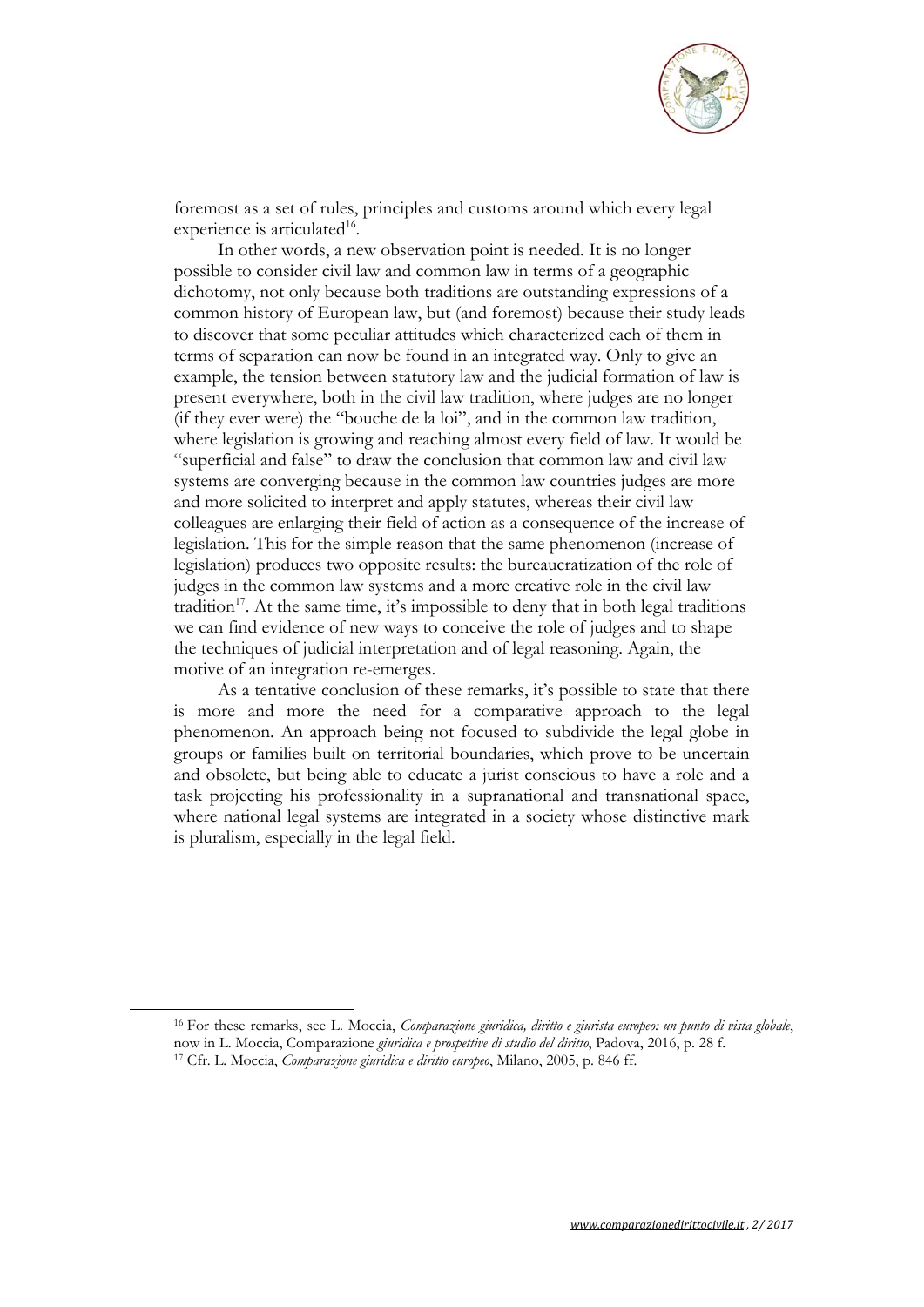foremost as a set of rules, principles and customs around which every legal experience is articulated[16].

In other words, a new observation point is needed. It is no longer possible to consider civil law and common law in terms of a geographic dichotomy, not only because both traditions are outstanding expressions of a common history of European law, but (and foremost) because their study leads to discover that some peculiar attitudes which characterized each of them in terms of separation can now be found in an integrated way. Only to give an example, the tension between statutory law and the judicial formation of law is present everywhere, both in the civil law tradition, where judges are no longer (if they ever were) the "bouche de la loi", and in the common law tradition, where legislation is growing and reaching almost every field of law. It would be "superficial and false" to draw the conclusion that common law and civil law systems are converging because in the common law countries judges are more and more solicited to interpret and apply statutes, whereas their civil law colleagues are enlarging their field of action as a consequence of the increase of legislation. This for the simple reason that the same phenomenon (increase of legislation) produces two opposite results: the bureaucratization of the role of judges in the common law systems and a more creative role in the civil law tradition[17]. At the same time, it's impossible to deny that in both legal traditions we can find evidence of new ways to conceive the role of judges and to shape the techniques of judicial interpretation and of legal reasoning. Again, the motive of an integration re-emerges.

As a tentative conclusion of these remarks, it's possible to state that there is more and more the need for a comparative approach to the legal phenomenon. An approach being not focused to subdivide the legal globe in groups or families built on territorial boundaries, which prove to be uncertain and obsolete, but being able to educate a jurist conscious to have a role and a task projecting his professionality in a supranational and transnational space, where national legal systems are integrated in a society whose distinctive mark is pluralism, especially in the legal field.

[16] For these remarks, see L. Moccia, *Comparazione giuridica, diritto e giurista europeo: un punto di vista globale*, now in L. Moccia, Comparazione *giuridica e prospettive di studio del diritto*, Padova, 2016, p. 28 f.

[17] Cfr. L. Moccia, *Comparazione giuridica e diritto europeo*, Milano, 2005, p. 846 ff.